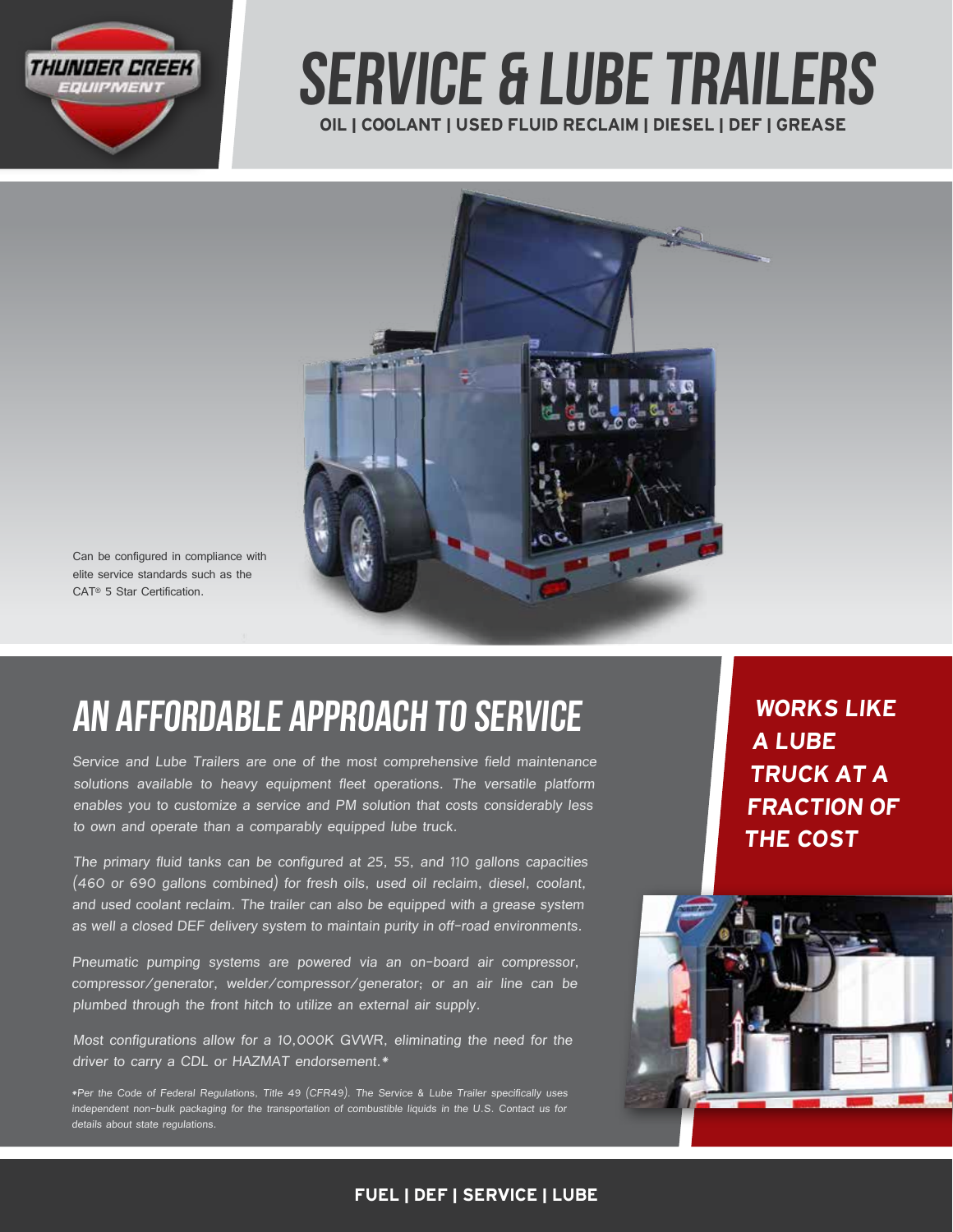THUNDER CREEK EQUIPMENT

# SERVICE & LUBE TRAILERS

**OIL | COOLANT | USED FLUID RECLAIM | DIESEL | DEF | GREASE**

Can be configured in compliance with elite service standards such as the CAT® 5 Star Certification.

## AN AFFORDABLE APPROACH TO SERVICE

*Service and Lube Trailers are one of the most comprehensive field maintenance solutions available to heavy equipment fleet operations. The versatile platform enables you to customize a service and PM solution that costs considerably less to own and operate than a comparably equipped lube truck.*

*The primary fluid tanks can be configured at 25, 55, and 110 gallons capacities (460 or 690 gallons combined) for fresh oils, used oil reclaim, diesel, coolant, and used coolant reclaim. The trailer can also be equipped with a grease system as well a closed DEF delivery system to maintain purity in off-road environments.*

*Pneumatic pumping systems are powered via an on-board air compressor, compressor/generator, welder/compressor/generator; or an air line can be plumbed through the front hitch to utilize an external air supply.*

*Most configurations allow for a 10,000K GVWR, eliminating the need for the driver to carry a CDL or HAZMAT endorsement.**

**Per the Code of Federal Regulations, Title 49 (CFR49). The Service & Lube Trailer specifically uses independent non-bulk packaging for the transportation of combustible liquids in the U.S. Contact us for details about state regulations.*

***WORKS LIKE A LUBE TRUCK AT A FRACTION OF THE COST***

**FUEL | DEF | SERVICE | LUBE**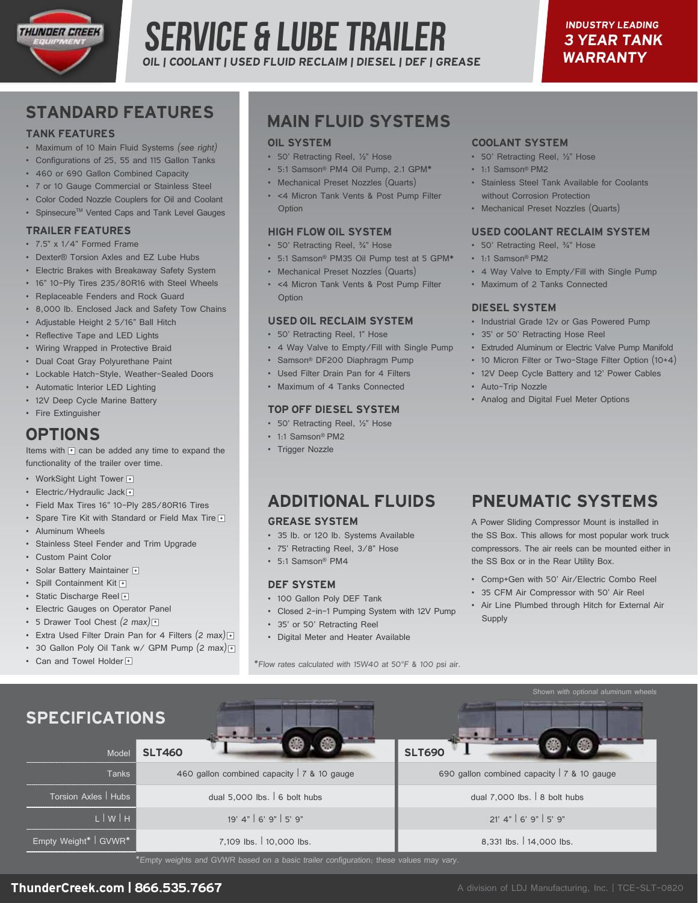# SERVICE & LUBE TRAILER

*OIL | COOLANT | USED FLUID RECLAIM | DIESEL | DEF | GREASE*

*INDUSTRY LEADING*
**3 YEAR TANK WARRANTY**

## STANDARD FEATURES

### TANK FEATURES

- Maximum of 10 Main Fluid Systems *(see right)*
- Configurations of 25, 55 and 115 Gallon Tanks
- 460 or 690 Gallon Combined Capacity
- 7 or 10 Gauge Commercial or Stainless Steel
- Color Coded Nozzle Couplers for Oil and Coolant
- Spinsecure™ Vented Caps and Tank Level Gauges

### TRAILER FEATURES

- 7.5" x 1/4" Formed Frame
- Dexter® Torsion Axles and EZ Lube Hubs
- Electric Brakes with Breakaway Safety System
- 16" 10-Ply Tires 235/80R16 with Steel Wheels
- Replaceable Fenders and Rock Guard
- 8,000 lb. Enclosed Jack and Safety Tow Chains
- Adjustable Height 2 5/16" Ball Hitch
- Reflective Tape and LED Lights
- Wiring Wrapped in Protective Braid
- Dual Coat Gray Polyurethane Paint
- Lockable Hatch-Style, Weather-Sealed Doors
- Automatic Interior LED Lighting
- 12V Deep Cycle Marine Battery
- Fire Extinguisher

## OPTIONS

Items with [+] can be added any time to expand the functionality of the trailer over time.

- WorkSight Light Tower [+]
- Electric/Hydraulic Jack [+]
- Field Max Tires 16" 10-Ply 285/80R16 Tires
- Spare Tire Kit with Standard or Field Max Tire [+]
- Aluminum Wheels
- Stainless Steel Fender and Trim Upgrade
- Custom Paint Color
- Solar Battery Maintainer [+]
- Spill Containment Kit [+]
- Static Discharge Reel [+]
- Electric Gauges on Operator Panel
- 5 Drawer Tool Chest *(2 max)* [+]
- Extra Used Filter Drain Pan for 4 Filters *(2 max)* [+]
- 30 Gallon Poly Oil Tank w/ GPM Pump *(2 max)* [+]
- Can and Towel Holder [+]

## MAIN FLUID SYSTEMS

### OIL SYSTEM

- 50' Retracting Reel, ½" Hose
- 5:1 Samson® PM4 Oil Pump, 2.1 GPM*
- Mechanical Preset Nozzles (Quarts)
- <4 Micron Tank Vents & Post Pump Filter Option

### HIGH FLOW OIL SYSTEM

- 50' Retracting Reel, ¾" Hose
- 5:1 Samson® PM35 Oil Pump test at 5 GPM*
- Mechanical Preset Nozzles (Quarts)
- <4 Micron Tank Vents & Post Pump Filter Option

### USED OIL RECLAIM SYSTEM

- 50' Retracting Reel, 1" Hose
- 4 Way Valve to Empty/Fill with Single Pump
- Samson® DF200 Diaphragm Pump
- Used Filter Drain Pan for 4 Filters
- Maximum of 4 Tanks Connected

### TOP OFF DIESEL SYSTEM

- 50' Retracting Reel, ½" Hose
- 1:1 Samson® PM2
- Trigger Nozzle

### COOLANT SYSTEM

- 50' Retracting Reel, ½" Hose
- 1:1 Samson® PM2
- Stainless Steel Tank Available for Coolants without Corrosion Protection
- Mechanical Preset Nozzles (Quarts)

### USED COOLANT RECLAIM SYSTEM

- 50' Retracting Reel, ¾" Hose
- 1:1 Samson® PM2
- 4 Way Valve to Empty/Fill with Single Pump
- Maximum of 2 Tanks Connected

### DIESEL SYSTEM

- Industrial Grade 12v or Gas Powered Pump
- 35' or 50' Retracting Hose Reel
- Extruded Aluminum or Electric Valve Pump Manifold
- 10 Micron Filter or Two-Stage Filter Option (10+4)
- 12V Deep Cycle Battery and 12' Power Cables
- Auto-Trip Nozzle
- Analog and Digital Fuel Meter Options

## ADDITIONAL FLUIDS

### GREASE SYSTEM

- 35 lb. or 120 lb. Systems Available
- 75' Retracting Reel, 3/8" Hose
- 5:1 Samson® PM4

### DEF SYSTEM

- 100 Gallon Poly DEF Tank
- Closed 2-in-1 Pumping System with 12V Pump
- 35' or 50' Retracting Reel
- Digital Meter and Heater Available

## PNEUMATIC SYSTEMS

A Power Sliding Compressor Mount is installed in the SS Box. This allows for most popular work truck compressors. The air reels can be mounted either in the SS Box or in the Rear Utility Box.

- Comp+Gen with 50' Air/Electric Combo Reel
- 35 CFM Air Compressor with 50' Air Reel
- Air Line Plumbed through Hitch for External Air Supply

*Flow rates calculated with 15W40 at 50°F & 100 psi air.*

## SPECIFICATIONS

*Shown with optional aluminum wheels*

| Model | SLT460 | SLT690 |
|---|---|---|
| Tanks | 460 gallon combined capacity \| 7 & 10 gauge | 690 gallon combined capacity \| 7 & 10 gauge |
| Torsion Axles \| Hubs | dual 5,000 lbs. \| 6 bolt hubs | dual 7,000 lbs. \| 8 bolt hubs |
| L \| W \| H | 19' 4" \| 6' 9" \| 5' 9" | 21' 4" \| 6' 9" \| 5' 9" |
| Empty Weight* \| GVWR* | 7,109 lbs. \| 10,000 lbs. | 8,331 lbs. \| 14,000 lbs. |

*Empty weights and GVWR based on a basic trailer configuration; these values may vary.

**ThunderCreek.com | 866.535.7667**

A division of LDJ Manufacturing, Inc. | TCE-SLT-0820